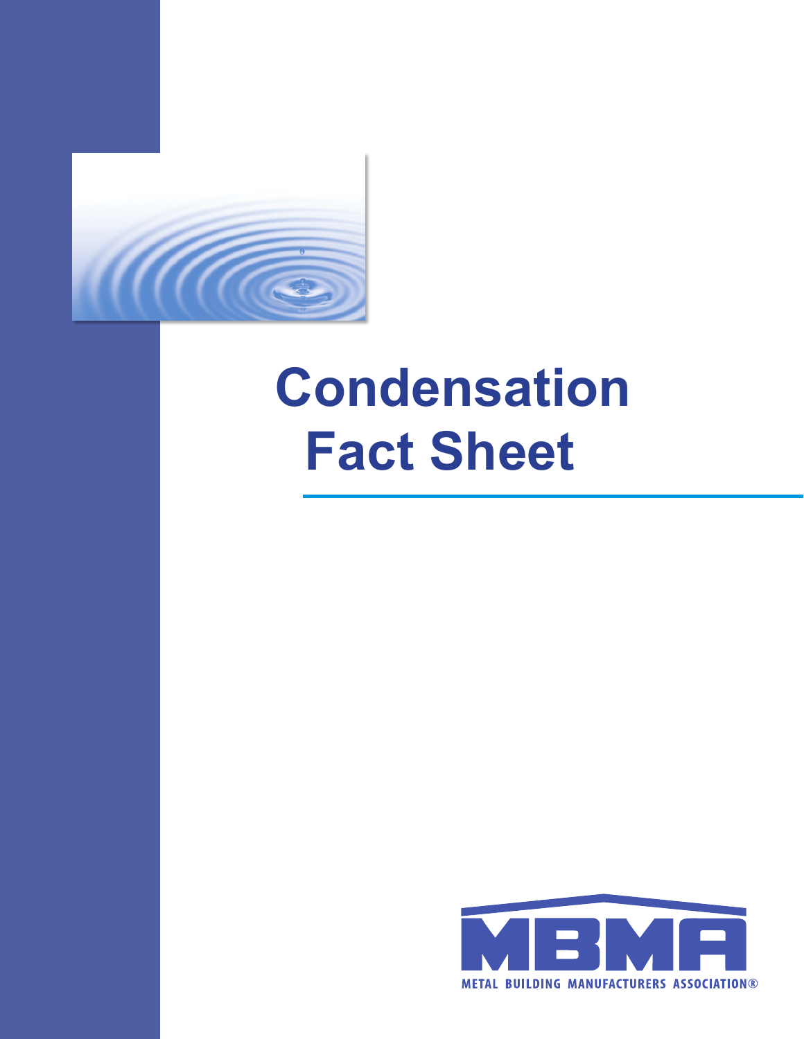# Condensation Fact Sheet

METAL BUILDING MANUFACTURERS ASSOCIATION®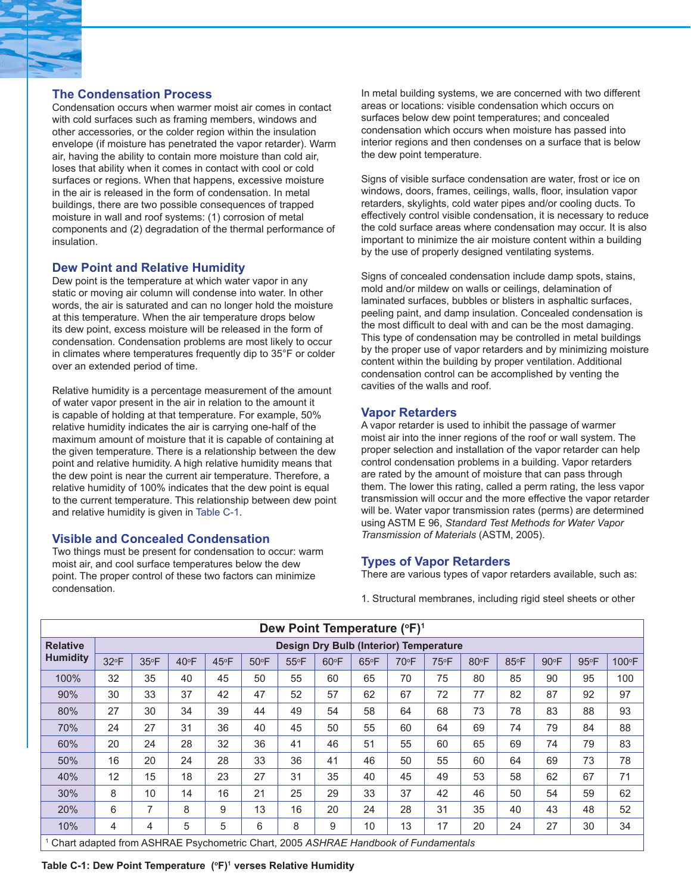## The Condensation Process

Condensation occurs when warmer moist air comes in contact with cold surfaces such as framing members, windows and other accessories, or the colder region within the insulation envelope (if moisture has penetrated the vapor retarder). Warm air, having the ability to contain more moisture than cold air, loses that ability when it comes in contact with cool or cold surfaces or regions. When that happens, excessive moisture in the air is released in the form of condensation. In metal buildings, there are two possible consequences of trapped moisture in wall and roof systems: (1) corrosion of metal components and (2) degradation of the thermal performance of insulation.

## Dew Point and Relative Humidity

Dew point is the temperature at which water vapor in any static or moving air column will condense into water. In other words, the air is saturated and can no longer hold the moisture at this temperature. When the air temperature drops below its dew point, excess moisture will be released in the form of condensation. Condensation problems are most likely to occur in climates where temperatures frequently dip to 35°F or colder over an extended period of time.

Relative humidity is a percentage measurement of the amount of water vapor present in the air in relation to the amount it is capable of holding at that temperature. For example, 50% relative humidity indicates the air is carrying one-half of the maximum amount of moisture that it is capable of containing at the given temperature. There is a relationship between the dew point and relative humidity. A high relative humidity means that the dew point is near the current air temperature. Therefore, a relative humidity of 100% indicates that the dew point is equal to the current temperature. This relationship between dew point and relative humidity is given in Table C-1.

## Visible and Concealed Condensation

Two things must be present for condensation to occur: warm moist air, and cool surface temperatures below the dew point. The proper control of these two factors can minimize condensation.

In metal building systems, we are concerned with two different areas or locations: visible condensation which occurs on surfaces below dew point temperatures; and concealed condensation which occurs when moisture has passed into interior regions and then condenses on a surface that is below the dew point temperature.

Signs of visible surface condensation are water, frost or ice on windows, doors, frames, ceilings, walls, floor, insulation vapor retarders, skylights, cold water pipes and/or cooling ducts. To effectively control visible condensation, it is necessary to reduce the cold surface areas where condensation may occur. It is also important to minimize the air moisture content within a building by the use of properly designed ventilating systems.

Signs of concealed condensation include damp spots, stains, mold and/or mildew on walls or ceilings, delamination of laminated surfaces, bubbles or blisters in asphaltic surfaces, peeling paint, and damp insulation. Concealed condensation is the most difficult to deal with and can be the most damaging. This type of condensation may be controlled in metal buildings by the proper use of vapor retarders and by minimizing moisture content within the building by proper ventilation. Additional condensation control can be accomplished by venting the cavities of the walls and roof.

## Vapor Retarders

A vapor retarder is used to inhibit the passage of warmer moist air into the inner regions of the roof or wall system. The proper selection and installation of the vapor retarder can help control condensation problems in a building. Vapor retarders are rated by the amount of moisture that can pass through them. The lower this rating, called a perm rating, the less vapor transmission will occur and the more effective the vapor retarder will be. Water vapor transmission rates (perms) are determined using ASTM E 96, *Standard Test Methods for Water Vapor Transmission of Materials* (ASTM, 2005).

## Types of Vapor Retarders

There are various types of vapor retarders available, such as:

1. Structural membranes, including rigid steel sheets or other

**Dew Point Temperature (°F)[1]**

| Relative Humidity | Design Dry Bulb (Interior) Temperature | | | | | | | | | | | | | | |
|---|---|---|---|---|---|---|---|---|---|---|---|---|---|---|---|
| | 32°F | 35°F | 40°F | 45°F | 50°F | 55°F | 60°F | 65°F | 70°F | 75°F | 80°F | 85°F | 90°F | 95°F | 100°F |
| 100% | 32 | 35 | 40 | 45 | 50 | 55 | 60 | 65 | 70 | 75 | 80 | 85 | 90 | 95 | 100 |
| 90% | 30 | 33 | 37 | 42 | 47 | 52 | 57 | 62 | 67 | 72 | 77 | 82 | 87 | 92 | 97 |
| 80% | 27 | 30 | 34 | 39 | 44 | 49 | 54 | 58 | 64 | 68 | 73 | 78 | 83 | 88 | 93 |
| 70% | 24 | 27 | 31 | 36 | 40 | 45 | 50 | 55 | 60 | 64 | 69 | 74 | 79 | 84 | 88 |
| 60% | 20 | 24 | 28 | 32 | 36 | 41 | 46 | 51 | 55 | 60 | 65 | 69 | 74 | 79 | 83 |
| 50% | 16 | 20 | 24 | 28 | 33 | 36 | 41 | 46 | 50 | 55 | 60 | 64 | 69 | 73 | 78 |
| 40% | 12 | 15 | 18 | 23 | 27 | 31 | 35 | 40 | 45 | 49 | 53 | 58 | 62 | 67 | 71 |
| 30% | 8 | 10 | 14 | 16 | 21 | 25 | 29 | 33 | 37 | 42 | 46 | 50 | 54 | 59 | 62 |
| 20% | 6 | 7 | 8 | 9 | 13 | 16 | 20 | 24 | 28 | 31 | 35 | 40 | 43 | 48 | 52 |
| 10% | 4 | 4 | 5 | 5 | 6 | 8 | 9 | 10 | 13 | 17 | 20 | 24 | 27 | 30 | 34 |

[1] Chart adapted from ASHRAE Psychometric Chart, 2005 *ASHRAE Handbook of Fundamentals*

**Table C-1: Dew Point Temperature (°F)[1] verses Relative Humidity**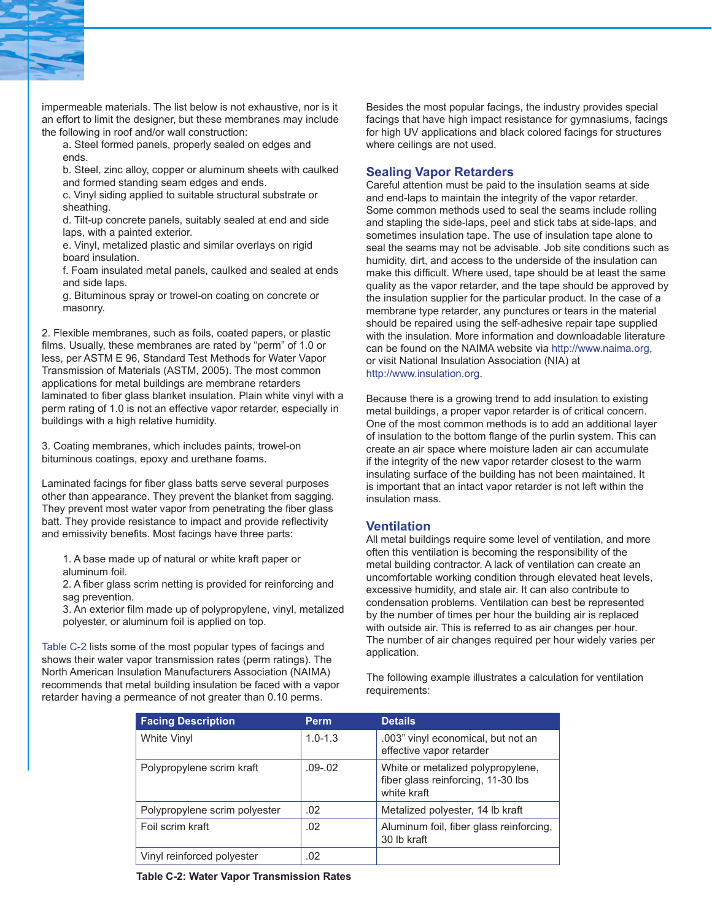impermeable materials. The list below is not exhaustive, nor is it an effort to limit the designer, but these membranes may include the following in roof and/or wall construction:

a. Steel formed panels, properly sealed on edges and ends.
b. Steel, zinc alloy, copper or aluminum sheets with caulked and formed standing seam edges and ends.
c. Vinyl siding applied to suitable structural substrate or sheathing.
d. Tilt-up concrete panels, suitably sealed at end and side laps, with a painted exterior.
e. Vinyl, metalized plastic and similar overlays on rigid board insulation.
f. Foam insulated metal panels, caulked and sealed at ends and side laps.
g. Bituminous spray or trowel-on coating on concrete or masonry.

2. Flexible membranes, such as foils, coated papers, or plastic films. Usually, these membranes are rated by "perm" of 1.0 or less, per ASTM E 96, Standard Test Methods for Water Vapor Transmission of Materials (ASTM, 2005). The most common applications for metal buildings are membrane retarders laminated to fiber glass blanket insulation. Plain white vinyl with a perm rating of 1.0 is not an effective vapor retarder, especially in buildings with a high relative humidity.

3. Coating membranes, which includes paints, trowel-on bituminous coatings, epoxy and urethane foams.

Laminated facings for fiber glass batts serve several purposes other than appearance. They prevent the blanket from sagging. They prevent most water vapor from penetrating the fiber glass batt. They provide resistance to impact and provide reflectivity and emissivity benefits. Most facings have three parts:

1. A base made up of natural or white kraft paper or aluminum foil.
2. A fiber glass scrim netting is provided for reinforcing and sag prevention.
3. An exterior film made up of polypropylene, vinyl, metalized polyester, or aluminum foil is applied on top.

Table C-2 lists some of the most popular types of facings and shows their water vapor transmission rates (perm ratings). The North American Insulation Manufacturers Association (NAIMA) recommends that metal building insulation be faced with a vapor retarder having a permeance of not greater than 0.10 perms.

Besides the most popular facings, the industry provides special facings that have high impact resistance for gymnasiums, facings for high UV applications and black colored facings for structures where ceilings are not used.

## Sealing Vapor Retarders

Careful attention must be paid to the insulation seams at side and end-laps to maintain the integrity of the vapor retarder. Some common methods used to seal the seams include rolling and stapling the side-laps, peel and stick tabs at side-laps, and sometimes insulation tape. The use of insulation tape alone to seal the seams may not be advisable. Job site conditions such as humidity, dirt, and access to the underside of the insulation can make this difficult. Where used, tape should be at least the same quality as the vapor retarder, and the tape should be approved by the insulation supplier for the particular product. In the case of a membrane type retarder, any punctures or tears in the material should be repaired using the self-adhesive repair tape supplied with the insulation. More information and downloadable literature can be found on the NAIMA website via http://www.naima.org, or visit National Insulation Association (NIA) at http://www.insulation.org.

Because there is a growing trend to add insulation to existing metal buildings, a proper vapor retarder is of critical concern. One of the most common methods is to add an additional layer of insulation to the bottom flange of the purlin system. This can create an air space where moisture laden air can accumulate if the integrity of the new vapor retarder closest to the warm insulating surface of the building has not been maintained. It is important that an intact vapor retarder is not left within the insulation mass.

## Ventilation

All metal buildings require some level of ventilation, and more often this ventilation is becoming the responsibility of the metal building contractor. A lack of ventilation can create an uncomfortable working condition through elevated heat levels, excessive humidity, and stale air. It can also contribute to condensation problems. Ventilation can best be represented by the number of times per hour the building air is replaced with outside air. This is referred to as air changes per hour. The number of air changes required per hour widely varies per application.

The following example illustrates a calculation for ventilation requirements:

| Facing Description | Perm | Details |
|---|---|---|
| White Vinyl | 1.0-1.3 | .003" vinyl economical, but not an effective vapor retarder |
| Polypropylene scrim kraft | .09-.02 | White or metalized polypropylene, fiber glass reinforcing, 11-30 lbs white kraft |
| Polypropylene scrim polyester | .02 | Metalized polyester, 14 lb kraft |
| Foil scrim kraft | .02 | Aluminum foil, fiber glass reinforcing, 30 lb kraft |
| Vinyl reinforced polyester | .02 | |

**Table C-2: Water Vapor Transmission Rates**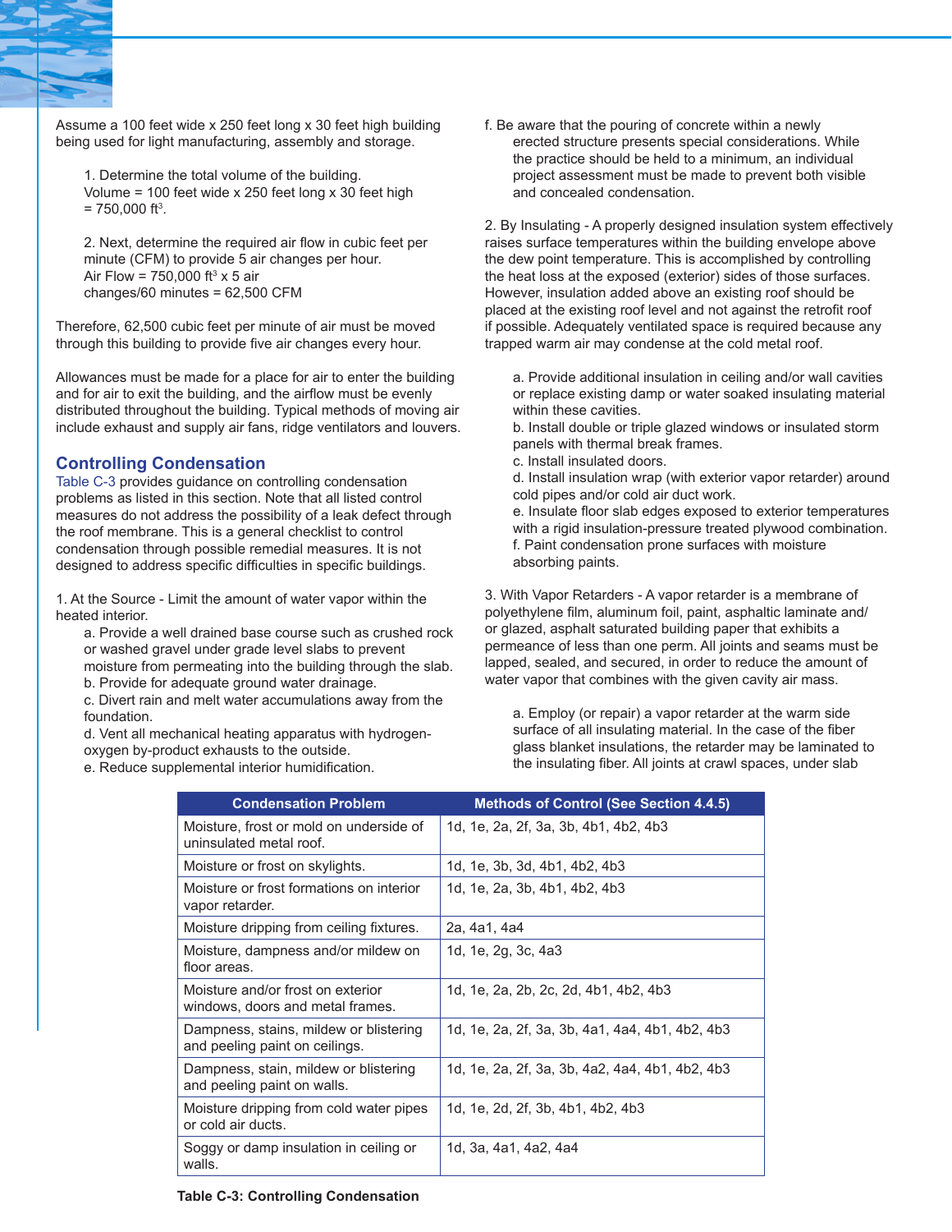Assume a 100 feet wide x 250 feet long x 30 feet high building being used for light manufacturing, assembly and storage.

1. Determine the total volume of the building.
   Volume = 100 feet wide x 250 feet long x 30 feet high = 750,000 $ft^3$.

2. Next, determine the required air flow in cubic feet per minute (CFM) to provide 5 air changes per hour.
   Air Flow = 750,000 $ft^3$ x 5 air changes/60 minutes = 62,500 CFM

Therefore, 62,500 cubic feet per minute of air must be moved through this building to provide five air changes every hour.

Allowances must be made for a place for air to enter the building and for air to exit the building, and the airflow must be evenly distributed throughout the building. Typical methods of moving air include exhaust and supply air fans, ridge ventilators and louvers.

## Controlling Condensation

Table C-3 provides guidance on controlling condensation problems as listed in this section. Note that all listed control measures do not address the possibility of a leak defect through the roof membrane. This is a general checklist to control condensation through possible remedial measures. It is not designed to address specific difficulties in specific buildings.

1. At the Source - Limit the amount of water vapor within the heated interior.
   a. Provide a well drained base course such as crushed rock or washed gravel under grade level slabs to prevent moisture from permeating into the building through the slab.
   b. Provide for adequate ground water drainage.
   c. Divert rain and melt water accumulations away from the foundation.
   d. Vent all mechanical heating apparatus with hydrogen-oxygen by-product exhausts to the outside.
   e. Reduce supplemental interior humidification.
   f. Be aware that the pouring of concrete within a newly erected structure presents special considerations. While the practice should be held to a minimum, an individual project assessment must be made to prevent both visible and concealed condensation.

2. By Insulating - A properly designed insulation system effectively raises surface temperatures within the building envelope above the dew point temperature. This is accomplished by controlling the heat loss at the exposed (exterior) sides of those surfaces. However, insulation added above an existing roof should be placed at the existing roof level and not against the retrofit roof if possible. Adequately ventilated space is required because any trapped warm air may condense at the cold metal roof.

   a. Provide additional insulation in ceiling and/or wall cavities or replace existing damp or water soaked insulating material within these cavities.
   b. Install double or triple glazed windows or insulated storm panels with thermal break frames.
   c. Install insulated doors.
   d. Install insulation wrap (with exterior vapor retarder) around cold pipes and/or cold air duct work.
   e. Insulate floor slab edges exposed to exterior temperatures with a rigid insulation-pressure treated plywood combination.
   f. Paint condensation prone surfaces with moisture absorbing paints.

3. With Vapor Retarders - A vapor retarder is a membrane of polyethylene film, aluminum foil, paint, asphaltic laminate and/or glazed, asphalt saturated building paper that exhibits a permeance of less than one perm. All joints and seams must be lapped, sealed, and secured, in order to reduce the amount of water vapor that combines with the given cavity air mass.

   a. Employ (or repair) a vapor retarder at the warm side surface of all insulating material. In the case of the fiber glass blanket insulations, the retarder may be laminated to the insulating fiber. All joints at crawl spaces, under slab

| Condensation Problem | Methods of Control (See Section 4.4.5) |
|---|---|
| Moisture, frost or mold on underside of uninsulated metal roof. | 1d, 1e, 2a, 2f, 3a, 3b, 4b1, 4b2, 4b3 |
| Moisture or frost on skylights. | 1d, 1e, 3b, 3d, 4b1, 4b2, 4b3 |
| Moisture or frost formations on interior vapor retarder. | 1d, 1e, 2a, 3b, 4b1, 4b2, 4b3 |
| Moisture dripping from ceiling fixtures. | 2a, 4a1, 4a4 |
| Moisture, dampness and/or mildew on floor areas. | 1d, 1e, 2g, 3c, 4a3 |
| Moisture and/or frost on exterior windows, doors and metal frames. | 1d, 1e, 2a, 2b, 2c, 2d, 4b1, 4b2, 4b3 |
| Dampness, stains, mildew or blistering and peeling paint on ceilings. | 1d, 1e, 2a, 2f, 3a, 3b, 4a1, 4a4, 4b1, 4b2, 4b3 |
| Dampness, stain, mildew or blistering and peeling paint on walls. | 1d, 1e, 2a, 2f, 3a, 3b, 4a2, 4a4, 4b1, 4b2, 4b3 |
| Moisture dripping from cold water pipes or cold air ducts. | 1d, 1e, 2d, 2f, 3b, 4b1, 4b2, 4b3 |
| Soggy or damp insulation in ceiling or walls. | 1d, 3a, 4a1, 4a2, 4a4 |

**Table C-3: Controlling Condensation**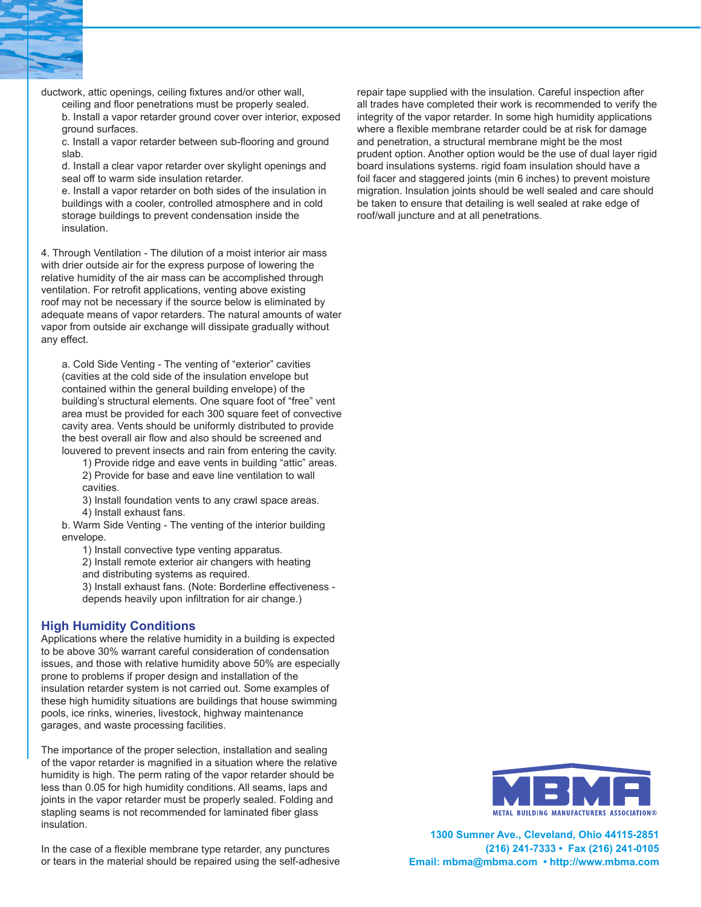ductwork, attic openings, ceiling fixtures and/or other wall, ceiling and floor penetrations must be properly sealed.

b. Install a vapor retarder ground cover over interior, exposed ground surfaces.

c. Install a vapor retarder between sub-flooring and ground slab.

d. Install a clear vapor retarder over skylight openings and seal off to warm side insulation retarder.

e. Install a vapor retarder on both sides of the insulation in buildings with a cooler, controlled atmosphere and in cold storage buildings to prevent condensation inside the insulation.

4. Through Ventilation - The dilution of a moist interior air mass with drier outside air for the express purpose of lowering the relative humidity of the air mass can be accomplished through ventilation. For retrofit applications, venting above existing roof may not be necessary if the source below is eliminated by adequate means of vapor retarders. The natural amounts of water vapor from outside air exchange will dissipate gradually without any effect.

a. Cold Side Venting - The venting of "exterior" cavities (cavities at the cold side of the insulation envelope but contained within the general building envelope) of the building's structural elements. One square foot of "free" vent area must be provided for each 300 square feet of convective cavity area. Vents should be uniformly distributed to provide the best overall air flow and also should be screened and louvered to prevent insects and rain from entering the cavity.

1) Provide ridge and eave vents in building "attic" areas.
2) Provide for base and eave line ventilation to wall cavities.
3) Install foundation vents to any crawl space areas.
4) Install exhaust fans.

b. Warm Side Venting - The venting of the interior building envelope.

1) Install convective type venting apparatus.
2) Install remote exterior air changers with heating and distributing systems as required.
3) Install exhaust fans. (Note: Borderline effectiveness - depends heavily upon infiltration for air change.)

## High Humidity Conditions

Applications where the relative humidity in a building is expected to be above 30% warrant careful consideration of condensation issues, and those with relative humidity above 50% are especially prone to problems if proper design and installation of the insulation retarder system is not carried out. Some examples of these high humidity situations are buildings that house swimming pools, ice rinks, wineries, livestock, highway maintenance garages, and waste processing facilities.

The importance of the proper selection, installation and sealing of the vapor retarder is magnified in a situation where the relative humidity is high. The perm rating of the vapor retarder should be less than 0.05 for high humidity conditions. All seams, laps and joints in the vapor retarder must be properly sealed. Folding and stapling seams is not recommended for laminated fiber glass insulation.

In the case of a flexible membrane type retarder, any punctures or tears in the material should be repaired using the self-adhesive repair tape supplied with the insulation. Careful inspection after all trades have completed their work is recommended to verify the integrity of the vapor retarder. In some high humidity applications where a flexible membrane retarder could be at risk for damage and penetration, a structural membrane might be the most prudent option. Another option would be the use of dual layer rigid board insulations systems. rigid foam insulation should have a foil facer and staggered joints (min 6 inches) to prevent moisture migration. Insulation joints should be well sealed and care should be taken to ensure that detailing is well sealed at rake edge of roof/wall juncture and at all penetrations.

MBMA

METAL BUILDING MANUFACTURERS ASSOCIATION®

1300 Sumner Ave., Cleveland, Ohio 44115-2851
(216) 241-7333 • Fax (216) 241-0105
Email: mbma@mbma.com • http://www.mbma.com